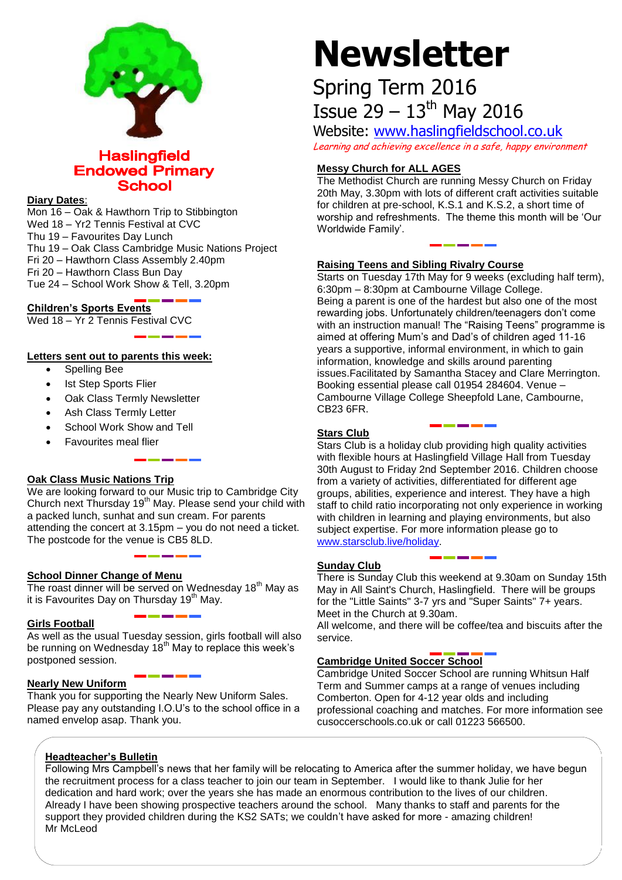# Haslingfield Endowed Primary School

# Newsletter

## Spring Term 2016

## Issue 29 – 13th May 2016

Website: www.haslingfieldschool.co.uk

*Learning and achieving excellence in a safe, happy environment*

**Diary Dates**:

Mon 16 – Oak & Hawthorn Trip to Stibbington
Wed 18 – Yr2 Tennis Festival at CVC
Thu 19 – Favourites Day Lunch
Thu 19 – Oak Class Cambridge Music Nations Project
Fri 20 – Hawthorn Class Assembly 2.40pm
Fri 20 – Hawthorn Class Bun Day
Tue 24 – School Work Show & Tell, 3.20pm

**Children's Sports Events**

Wed 18 – Yr 2 Tennis Festival CVC

**Letters sent out to parents this week:**

- Spelling Bee
- Ist Step Sports Flier
- Oak Class Termly Newsletter
- Ash Class Termly Letter
- School Work Show and Tell
- Favourites meal flier

**Oak Class Music Nations Trip**

We are looking forward to our Music trip to Cambridge City Church next Thursday 19th May. Please send your child with a packed lunch, sunhat and sun cream. For parents attending the concert at 3.15pm – you do not need a ticket. The postcode for the venue is CB5 8LD.

**School Dinner Change of Menu**

The roast dinner will be served on Wednesday 18th May as it is Favourites Day on Thursday 19th May.

**Girls Football**

As well as the usual Tuesday session, girls football will also be running on Wednesday 18th May to replace this week's postponed session.

**Nearly New Uniform**

Thank you for supporting the Nearly New Uniform Sales. Please pay any outstanding I.O.U's to the school office in a named envelop asap. Thank you.

**Messy Church for ALL AGES**

The Methodist Church are running Messy Church on Friday 20th May, 3.30pm with lots of different craft activities suitable for children at pre-school, K.S.1 and K.S.2, a short time of worship and refreshments. The theme this month will be 'Our Worldwide Family'.

**Raising Teens and Sibling Rivalry Course**

Starts on Tuesday 17th May for 9 weeks (excluding half term), 6:30pm – 8:30pm at Cambourne Village College.
Being a parent is one of the hardest but also one of the most rewarding jobs. Unfortunately children/teenagers don't come with an instruction manual! The "Raising Teens" programme is aimed at offering Mum's and Dad's of children aged 11-16 years a supportive, informal environment, in which to gain information, knowledge and skills around parenting issues.Facilitated by Samantha Stacey and Clare Merrington. Booking essential please call 01954 284604. Venue – Cambourne Village College Sheepfold Lane, Cambourne, CB23 6FR.

**Stars Club**

Stars Club is a holiday club providing high quality activities with flexible hours at Haslingfield Village Hall from Tuesday 30th August to Friday 2nd September 2016. Children choose from a variety of activities, differentiated for different age groups, abilities, experience and interest. They have a high staff to child ratio incorporating not only experience in working with children in learning and playing environments, but also subject expertise. For more information please go to www.starsclub.live/holiday.

**Sunday Club**

There is Sunday Club this weekend at 9.30am on Sunday 15th May in All Saint's Church, Haslingfield. There will be groups for the "Little Saints" 3-7 yrs and "Super Saints" 7+ years. Meet in the Church at 9.30am.
All welcome, and there will be coffee/tea and biscuits after the service.

**Cambridge United Soccer School**

Cambridge United Soccer School are running Whitsun Half Term and Summer camps at a range of venues including Comberton. Open for 4-12 year olds and including professional coaching and matches. For more information see cusoccerschools.co.uk or call 01223 566500.

**Headteacher's Bulletin**

Following Mrs Campbell's news that her family will be relocating to America after the summer holiday, we have begun the recruitment process for a class teacher to join our team in September. I would like to thank Julie for her dedication and hard work; over the years she has made an enormous contribution to the lives of our children. Already I have been showing prospective teachers around the school. Many thanks to staff and parents for the support they provided children during the KS2 SATs; we couldn't have asked for more - amazing children!
Mr McLeod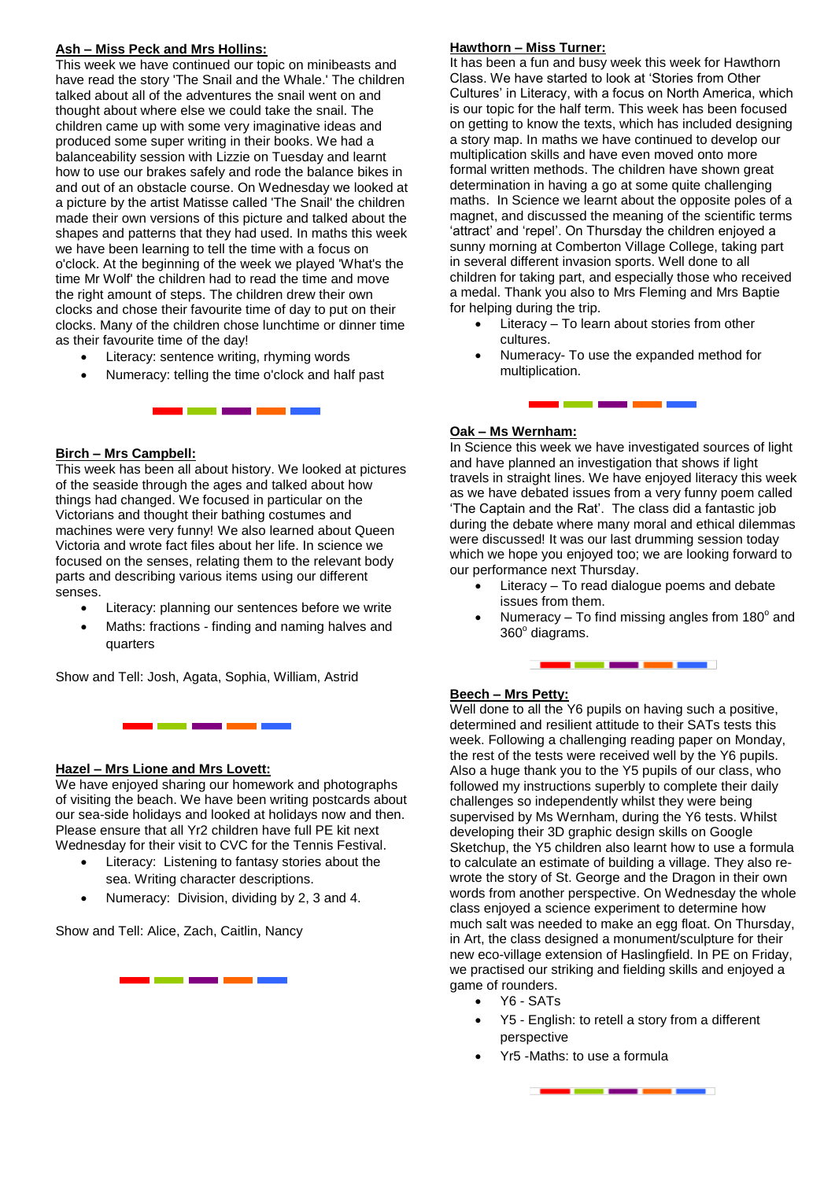## Ash – Miss Peck and Mrs Hollins:

This week we have continued our topic on minibeasts and have read the story 'The Snail and the Whale.' The children talked about all of the adventures the snail went on and thought about where else we could take the snail. The children came up with some very imaginative ideas and produced some super writing in their books. We had a balanceability session with Lizzie on Tuesday and learnt how to use our brakes safely and rode the balance bikes in and out of an obstacle course. On Wednesday we looked at a picture by the artist Matisse called 'The Snail' the children made their own versions of this picture and talked about the shapes and patterns that they had used. In maths this week we have been learning to tell the time with a focus on o'clock. At the beginning of the week we played 'What's the time Mr Wolf' the children had to read the time and move the right amount of steps. The children drew their own clocks and chose their favourite time of day to put on their clocks. Many of the children chose lunchtime or dinner time as their favourite time of the day!

- Literacy: sentence writing, rhyming words
- Numeracy: telling the time o'clock and half past

## Birch – Mrs Campbell:

This week has been all about history. We looked at pictures of the seaside through the ages and talked about how things had changed. We focused in particular on the Victorians and thought their bathing costumes and machines were very funny! We also learned about Queen Victoria and wrote fact files about her life. In science we focused on the senses, relating them to the relevant body parts and describing various items using our different senses.

- Literacy: planning our sentences before we write
- Maths: fractions - finding and naming halves and quarters

Show and Tell: Josh, Agata, Sophia, William, Astrid

## Hazel – Mrs Lione and Mrs Lovett:

We have enjoyed sharing our homework and photographs of visiting the beach. We have been writing postcards about our sea-side holidays and looked at holidays now and then. Please ensure that all Yr2 children have full PE kit next Wednesday for their visit to CVC for the Tennis Festival.

- Literacy: Listening to fantasy stories about the sea. Writing character descriptions.
- Numeracy: Division, dividing by 2, 3 and 4.

Show and Tell: Alice, Zach, Caitlin, Nancy

## Hawthorn – Miss Turner:

It has been a fun and busy week this week for Hawthorn Class. We have started to look at 'Stories from Other Cultures' in Literacy, with a focus on North America, which is our topic for the half term. This week has been focused on getting to know the texts, which has included designing a story map. In maths we have continued to develop our multiplication skills and have even moved onto more formal written methods. The children have shown great determination in having a go at some quite challenging maths. In Science we learnt about the opposite poles of a magnet, and discussed the meaning of the scientific terms 'attract' and 'repel'. On Thursday the children enjoyed a sunny morning at Comberton Village College, taking part in several different invasion sports. Well done to all children for taking part, and especially those who received a medal. Thank you also to Mrs Fleming and Mrs Baptie for helping during the trip.

- Literacy – To learn about stories from other cultures.
- Numeracy- To use the expanded method for multiplication.

## Oak – Ms Wernham:

In Science this week we have investigated sources of light and have planned an investigation that shows if light travels in straight lines. We have enjoyed literacy this week as we have debated issues from a very funny poem called 'The Captain and the Rat'. The class did a fantastic job during the debate where many moral and ethical dilemmas were discussed! It was our last drumming session today which we hope you enjoyed too; we are looking forward to our performance next Thursday.

- Literacy – To read dialogue poems and debate issues from them.
- Numeracy – To find missing angles from 180° and 360° diagrams.

## Beech – Mrs Petty:

Well done to all the Y6 pupils on having such a positive, determined and resilient attitude to their SATs tests this week. Following a challenging reading paper on Monday, the rest of the tests were received well by the Y6 pupils. Also a huge thank you to the Y5 pupils of our class, who followed my instructions superbly to complete their daily challenges so independently whilst they were being supervised by Ms Wernham, during the Y6 tests. Whilst developing their 3D graphic design skills on Google Sketchup, the Y5 children also learnt how to use a formula to calculate an estimate of building a village. They also re-wrote the story of St. George and the Dragon in their own words from another perspective. On Wednesday the whole class enjoyed a science experiment to determine how much salt was needed to make an egg float. On Thursday, in Art, the class designed a monument/sculpture for their new eco-village extension of Haslingfield. In PE on Friday, we practised our striking and fielding skills and enjoyed a game of rounders.

- Y6 - SATs
- Y5 - English: to retell a story from a different perspective
- Yr5 -Maths: to use a formula